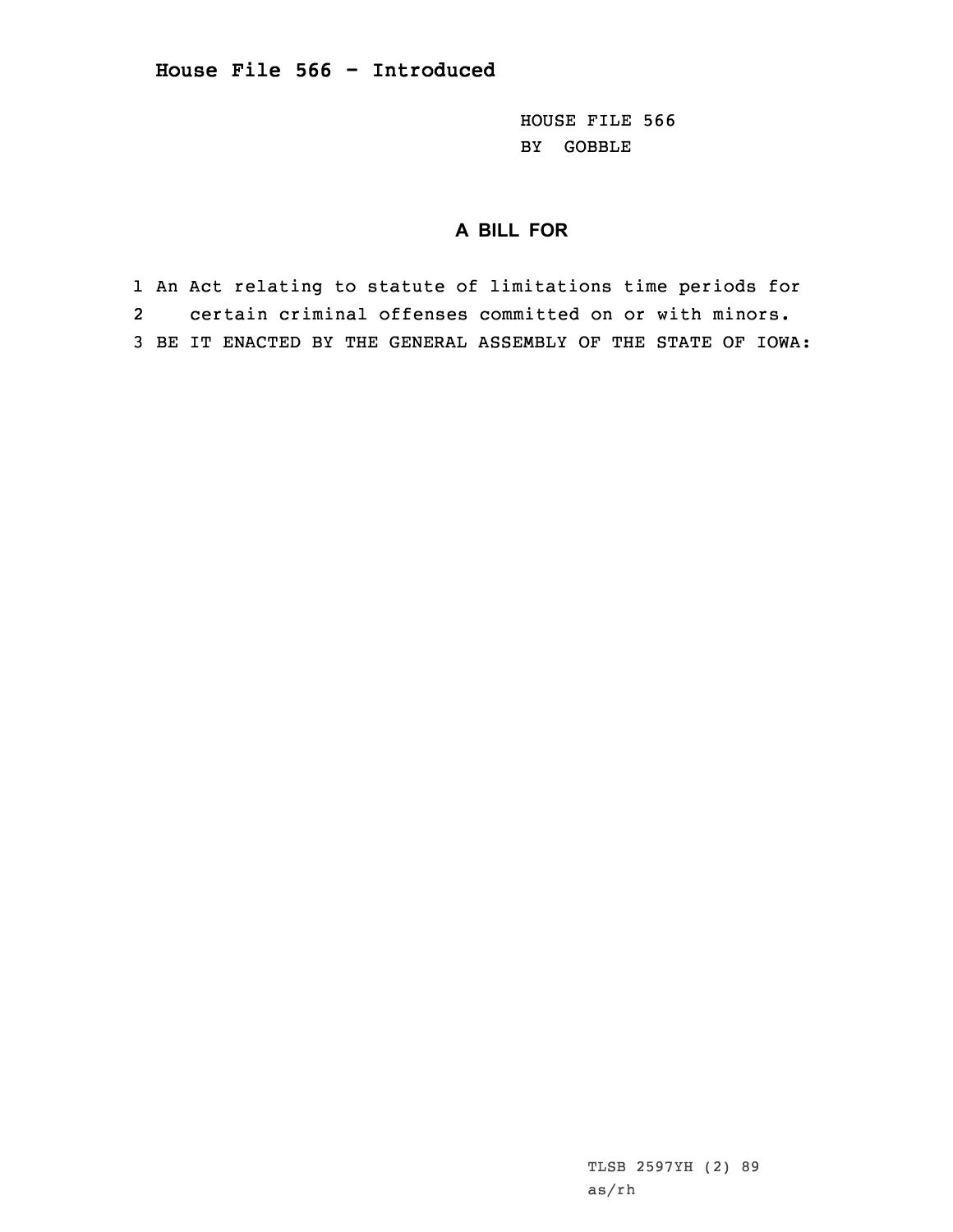# House File 566 - Introduced

HOUSE FILE 566
BY GOBBLE

## A BILL FOR

1 An Act relating to statute of limitations time periods for
2 certain criminal offenses committed on or with minors.
3 BE IT ENACTED BY THE GENERAL ASSEMBLY OF THE STATE OF IOWA:

TLSB 2597YH (2) 89
as/rh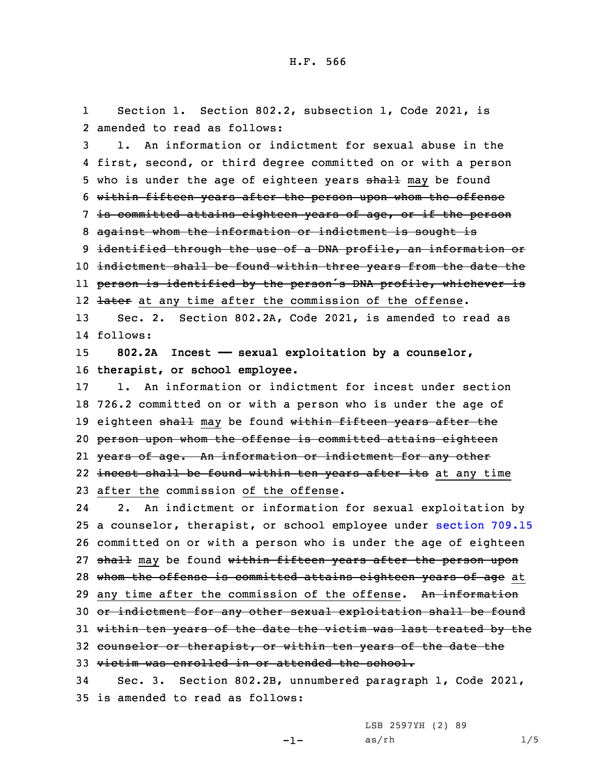H.F. 566

Section 1. Section 802.2, subsection 1, Code 2021, is amended to read as follows:

1. An information or indictment for sexual abuse in the first, second, or third degree committed on or with a person who is under the age of eighteen years ~~shall~~ may be found ~~within fifteen years after the person upon whom the offense is committed attains eighteen years of age, or if the person against whom the information or indictment is sought is identified through the use of a DNA profile, an information or indictment shall be found within three years from the date the person is identified by the person's DNA profile, whichever is later~~ at any time after the commission of the offense.

Sec. 2. Section 802.2A, Code 2021, is amended to read as follows:

**802.2A Incest —— sexual exploitation by a counselor, therapist, or school employee.**

1. An information or indictment for incest under section 726.2 committed on or with a person who is under the age of eighteen ~~shall~~ may be found ~~within fifteen years after the person upon whom the offense is committed attains eighteen years of age. An information or indictment for any other incest shall be found within ten years after its~~ at any time after the commission of the offense.

2. An indictment or information for sexual exploitation by a counselor, therapist, or school employee under section 709.15 committed on or with a person who is under the age of eighteen ~~shall~~ may be found ~~within fifteen years after the person upon whom the offense is committed attains eighteen years of age~~ at any time after the commission of the offense. ~~An information or indictment for any other sexual exploitation shall be found within ten years of the date the victim was last treated by the counselor or therapist, or within ten years of the date the victim was enrolled in or attended the school.~~

Sec. 3. Section 802.2B, unnumbered paragraph 1, Code 2021, is amended to read as follows:

LSB 2597YH (2) 89
as/rh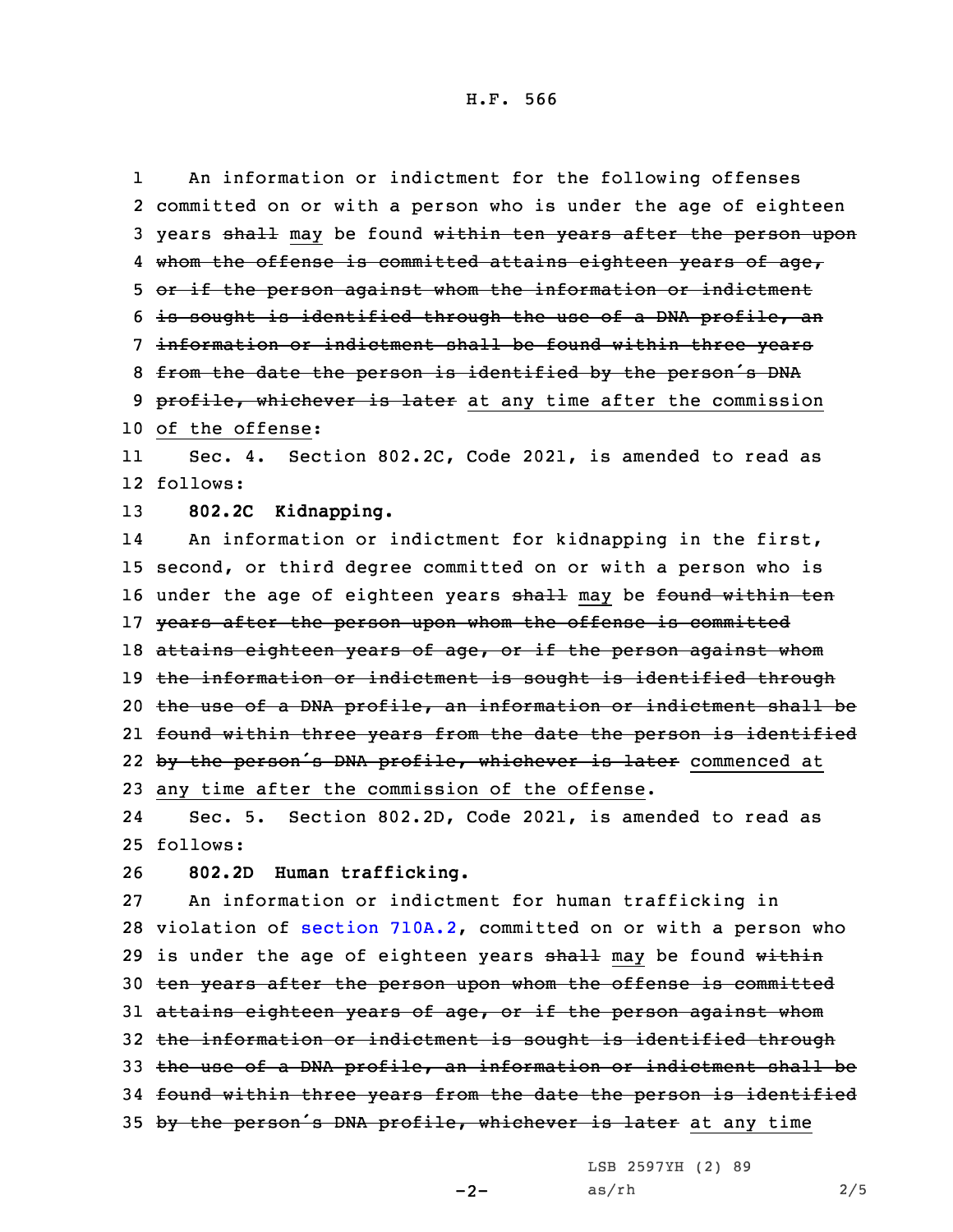An information or indictment for the following offenses committed on or with a person who is under the age of eighteen years ~~shall~~ may be found ~~within ten years after the person upon whom the offense is committed attains eighteen years of age, or if the person against whom the information or indictment is sought is identified through the use of a DNA profile, an information or indictment shall be found within three years from the date the person is identified by the person's DNA profile, whichever is later~~ at any time after the commission of the offense:

Sec. 4. Section 802.2C, Code 2021, is amended to read as follows:

**802.2C Kidnapping.**

An information or indictment for kidnapping in the first, second, or third degree committed on or with a person who is under the age of eighteen years ~~shall~~ may be ~~found within ten years after the person upon whom the offense is committed attains eighteen years of age, or if the person against whom the information or indictment is sought is identified through the use of a DNA profile, an information or indictment shall be found within three years from the date the person is identified by the person's DNA profile, whichever is later~~ commenced at any time after the commission of the offense.

Sec. 5. Section 802.2D, Code 2021, is amended to read as follows:

**802.2D Human trafficking.**

An information or indictment for human trafficking in violation of section 710A.2, committed on or with a person who is under the age of eighteen years ~~shall~~ may be found ~~within ten years after the person upon whom the offense is committed attains eighteen years of age, or if the person against whom the information or indictment is sought is identified through the use of a DNA profile, an information or indictment shall be found within three years from the date the person is identified by the person's DNA profile, whichever is later~~ at any time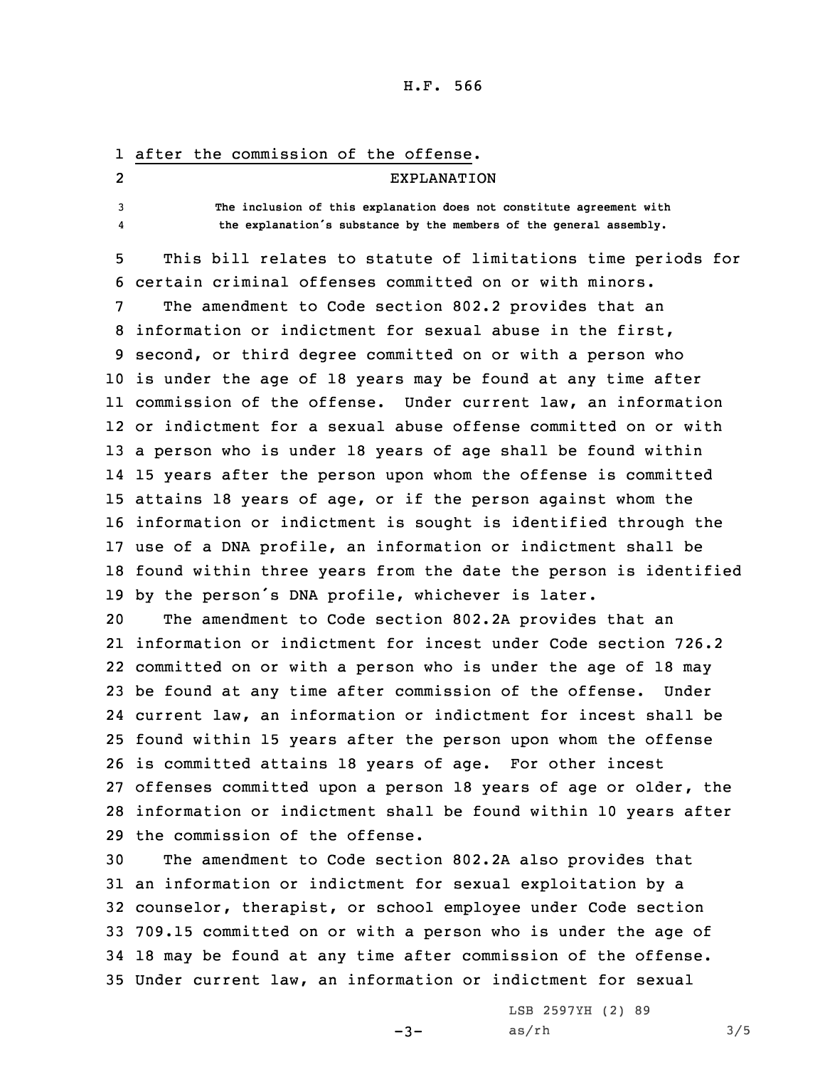after the commission of the offense.

EXPLANATION

The inclusion of this explanation does not constitute agreement with the explanation's substance by the members of the general assembly.

This bill relates to statute of limitations time periods for certain criminal offenses committed on or with minors.

The amendment to Code section 802.2 provides that an information or indictment for sexual abuse in the first, second, or third degree committed on or with a person who is under the age of 18 years may be found at any time after commission of the offense. Under current law, an information or indictment for a sexual abuse offense committed on or with a person who is under 18 years of age shall be found within 15 years after the person upon whom the offense is committed attains 18 years of age, or if the person against whom the information or indictment is sought is identified through the use of a DNA profile, an information or indictment shall be found within three years from the date the person is identified by the person's DNA profile, whichever is later.

The amendment to Code section 802.2A provides that an information or indictment for incest under Code section 726.2 committed on or with a person who is under the age of 18 may be found at any time after commission of the offense. Under current law, an information or indictment for incest shall be found within 15 years after the person upon whom the offense is committed attains 18 years of age. For other incest offenses committed upon a person 18 years of age or older, the information or indictment shall be found within 10 years after the commission of the offense.

The amendment to Code section 802.2A also provides that an information or indictment for sexual exploitation by a counselor, therapist, or school employee under Code section 709.15 committed on or with a person who is under the age of 18 may be found at any time after commission of the offense. Under current law, an information or indictment for sexual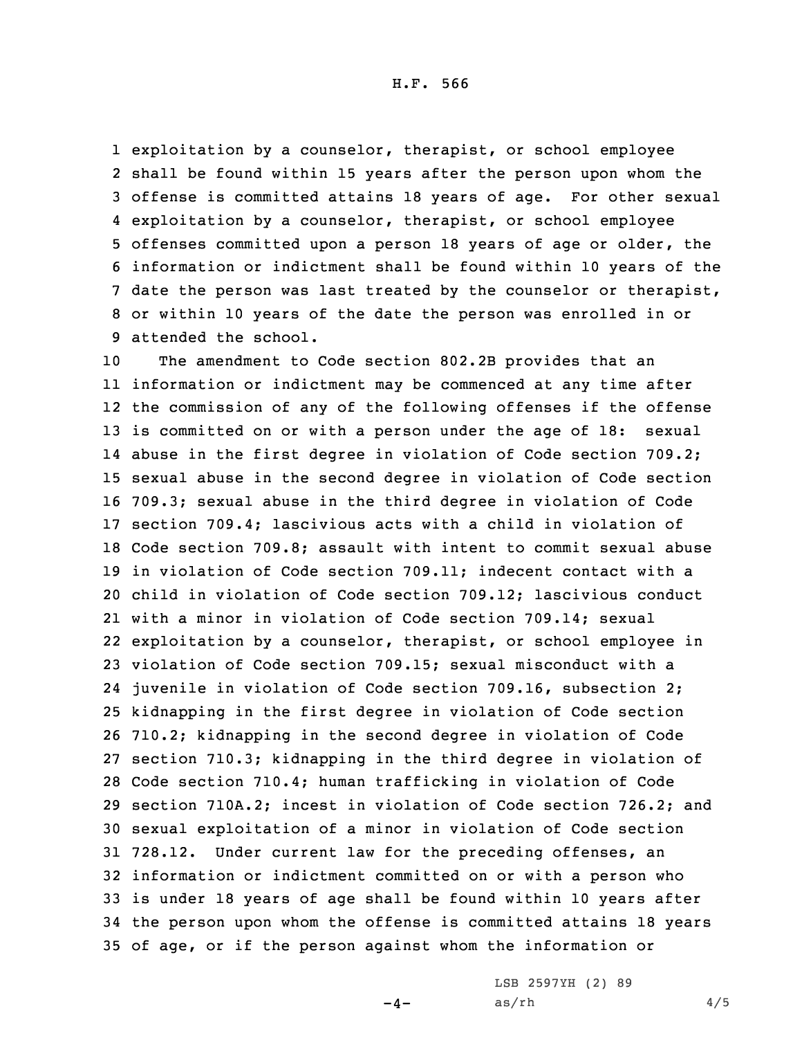exploitation by a counselor, therapist, or school employee shall be found within 15 years after the person upon whom the offense is committed attains 18 years of age. For other sexual exploitation by a counselor, therapist, or school employee offenses committed upon a person 18 years of age or older, the information or indictment shall be found within 10 years of the date the person was last treated by the counselor or therapist, or within 10 years of the date the person was enrolled in or attended the school.

The amendment to Code section 802.2B provides that an information or indictment may be commenced at any time after the commission of any of the following offenses if the offense is committed on or with a person under the age of 18: sexual abuse in the first degree in violation of Code section 709.2; sexual abuse in the second degree in violation of Code section 709.3; sexual abuse in the third degree in violation of Code section 709.4; lascivious acts with a child in violation of Code section 709.8; assault with intent to commit sexual abuse in violation of Code section 709.11; indecent contact with a child in violation of Code section 709.12; lascivious conduct with a minor in violation of Code section 709.14; sexual exploitation by a counselor, therapist, or school employee in violation of Code section 709.15; sexual misconduct with a juvenile in violation of Code section 709.16, subsection 2; kidnapping in the first degree in violation of Code section 710.2; kidnapping in the second degree in violation of Code section 710.3; kidnapping in the third degree in violation of Code section 710.4; human trafficking in violation of Code section 710A.2; incest in violation of Code section 726.2; and sexual exploitation of a minor in violation of Code section 728.12. Under current law for the preceding offenses, an information or indictment committed on or with a person who is under 18 years of age shall be found within 10 years after the person upon whom the offense is committed attains 18 years of age, or if the person against whom the information or

LSB 2597YH (2) 89
as/rh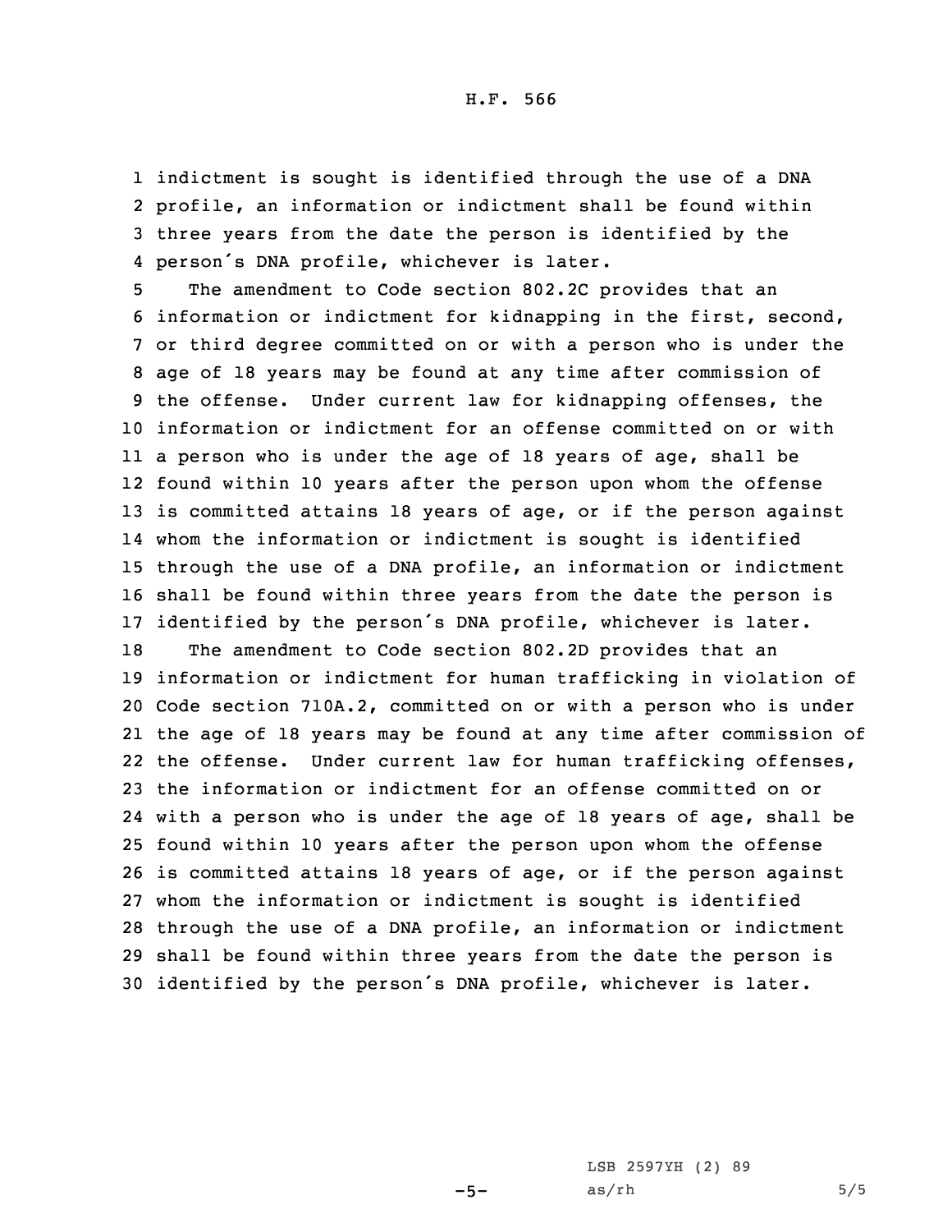indictment is sought is identified through the use of a DNA profile, an information or indictment shall be found within three years from the date the person is identified by the person's DNA profile, whichever is later.

The amendment to Code section 802.2C provides that an information or indictment for kidnapping in the first, second, or third degree committed on or with a person who is under the age of 18 years may be found at any time after commission of the offense. Under current law for kidnapping offenses, the information or indictment for an offense committed on or with a person who is under the age of 18 years of age, shall be found within 10 years after the person upon whom the offense is committed attains 18 years of age, or if the person against whom the information or indictment is sought is identified through the use of a DNA profile, an information or indictment shall be found within three years from the date the person is identified by the person's DNA profile, whichever is later.

The amendment to Code section 802.2D provides that an information or indictment for human trafficking in violation of Code section 710A.2, committed on or with a person who is under the age of 18 years may be found at any time after commission of the offense. Under current law for human trafficking offenses, the information or indictment for an offense committed on or with a person who is under the age of 18 years of age, shall be found within 10 years after the person upon whom the offense is committed attains 18 years of age, or if the person against whom the information or indictment is sought is identified through the use of a DNA profile, an information or indictment shall be found within three years from the date the person is identified by the person's DNA profile, whichever is later.

LSB 2597YH (2) 89
as/rh